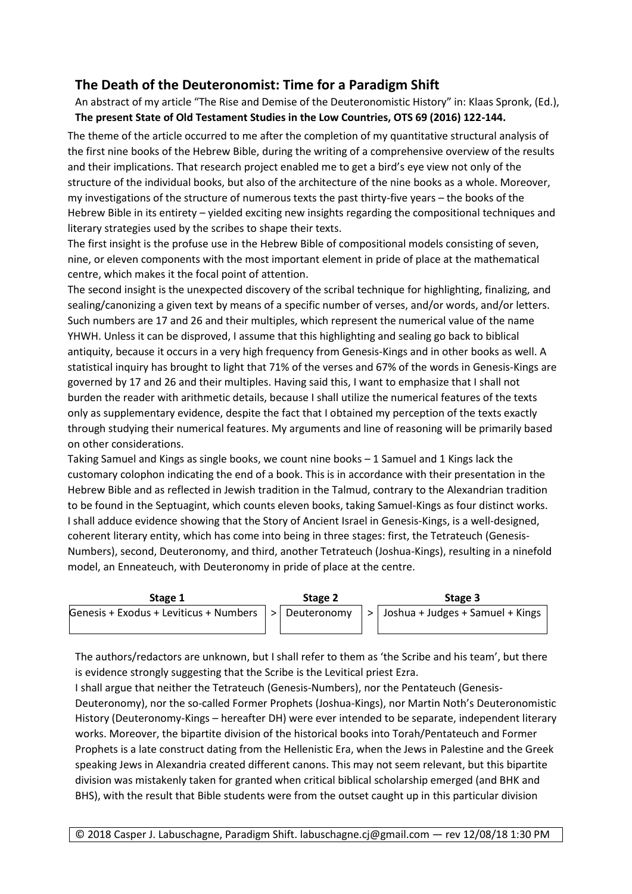## The Death of the Deuteronomist: Time for a Paradigm Shift

An abstract of my article "The Rise and Demise of the Deuteronomistic History" in: Klaas Spronk, (Ed.), **The present State of Old Testament Studies in the Low Countries, OTS 69 (2016) 122-144.**

The theme of the article occurred to me after the completion of my quantitative structural analysis of the first nine books of the Hebrew Bible, during the writing of a comprehensive overview of the results and their implications. That research project enabled me to get a bird's eye view not only of the structure of the individual books, but also of the architecture of the nine books as a whole. Moreover, my investigations of the structure of numerous texts the past thirty-five years – the books of the Hebrew Bible in its entirety – yielded exciting new insights regarding the compositional techniques and literary strategies used by the scribes to shape their texts.

The first insight is the profuse use in the Hebrew Bible of compositional models consisting of seven, nine, or eleven components with the most important element in pride of place at the mathematical centre, which makes it the focal point of attention.

The second insight is the unexpected discovery of the scribal technique for highlighting, finalizing, and sealing/canonizing a given text by means of a specific number of verses, and/or words, and/or letters. Such numbers are 17 and 26 and their multiples, which represent the numerical value of the name YHWH. Unless it can be disproved, I assume that this highlighting and sealing go back to biblical antiquity, because it occurs in a very high frequency from Genesis-Kings and in other books as well. A statistical inquiry has brought to light that 71% of the verses and 67% of the words in Genesis-Kings are governed by 17 and 26 and their multiples. Having said this, I want to emphasize that I shall not burden the reader with arithmetic details, because I shall utilize the numerical features of the texts only as supplementary evidence, despite the fact that I obtained my perception of the texts exactly through studying their numerical features. My arguments and line of reasoning will be primarily based on other considerations.

Taking Samuel and Kings as single books, we count nine books – 1 Samuel and 1 Kings lack the customary colophon indicating the end of a book. This is in accordance with their presentation in the Hebrew Bible and as reflected in Jewish tradition in the Talmud, contrary to the Alexandrian tradition to be found in the Septuagint, which counts eleven books, taking Samuel-Kings as four distinct works. I shall adduce evidence showing that the Story of Ancient Israel in Genesis-Kings, is a well-designed, coherent literary entity, which has come into being in three stages: first, the Tetrateuch (Genesis-Numbers), second, Deuteronomy, and third, another Tetrateuch (Joshua-Kings), resulting in a ninefold model, an Enneateuch, with Deuteronomy in pride of place at the centre.

| Stage 1 | | Stage 2 | | Stage 3 |
|---|---|---|---|---|
| Genesis + Exodus + Leviticus + Numbers | > | Deuteronomy | > | Joshua + Judges + Samuel + Kings |

The authors/redactors are unknown, but I shall refer to them as 'the Scribe and his team', but there is evidence strongly suggesting that the Scribe is the Levitical priest Ezra.

I shall argue that neither the Tetrateuch (Genesis-Numbers), nor the Pentateuch (Genesis-Deuteronomy), nor the so-called Former Prophets (Joshua-Kings), nor Martin Noth's Deuteronomistic History (Deuteronomy-Kings – hereafter DH) were ever intended to be separate, independent literary works. Moreover, the bipartite division of the historical books into Torah/Pentateuch and Former Prophets is a late construct dating from the Hellenistic Era, when the Jews in Palestine and the Greek speaking Jews in Alexandria created different canons. This may not seem relevant, but this bipartite division was mistakenly taken for granted when critical biblical scholarship emerged (and BHK and BHS), with the result that Bible students were from the outset caught up in this particular division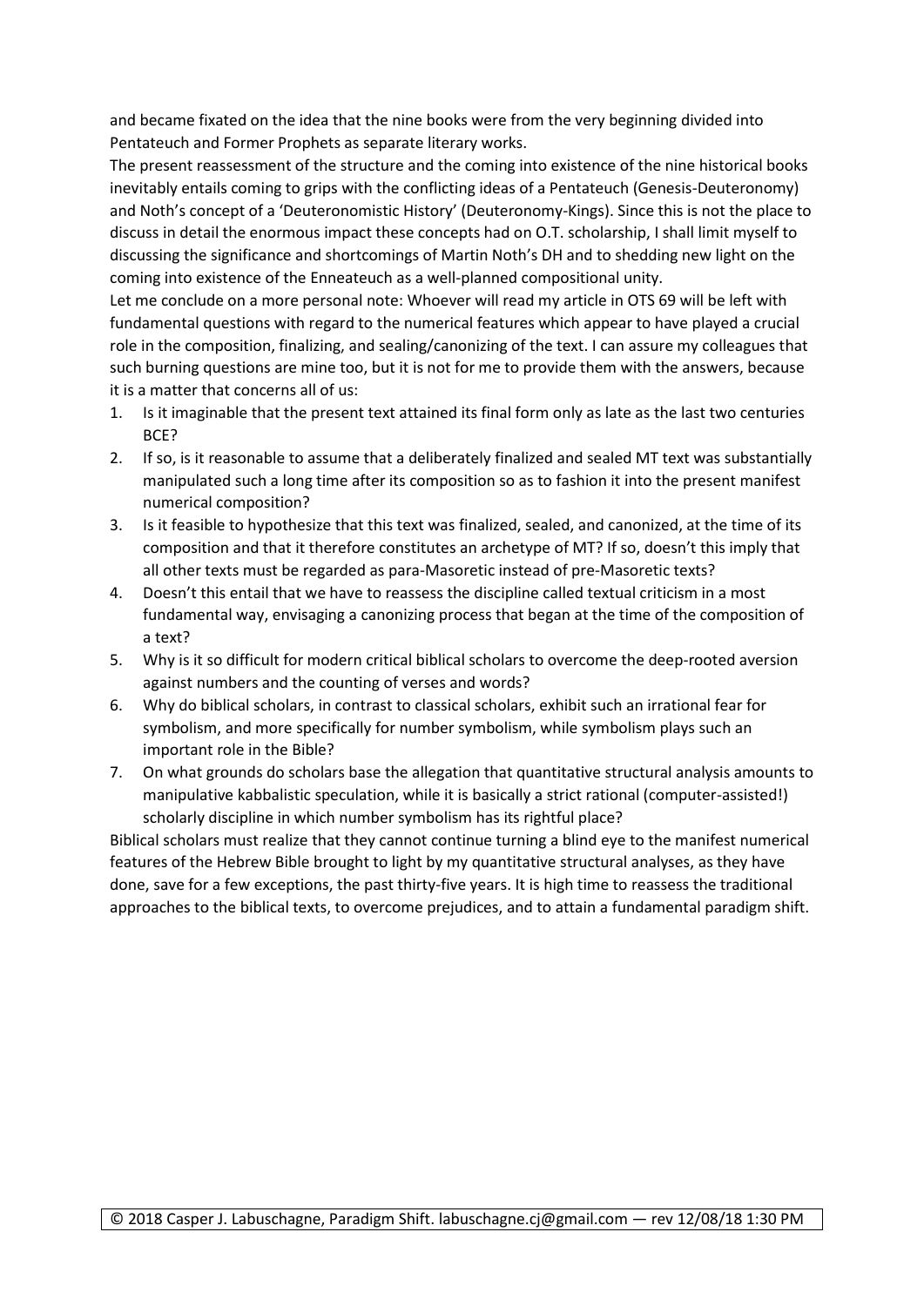and became fixated on the idea that the nine books were from the very beginning divided into Pentateuch and Former Prophets as separate literary works.

The present reassessment of the structure and the coming into existence of the nine historical books inevitably entails coming to grips with the conflicting ideas of a Pentateuch (Genesis-Deuteronomy) and Noth's concept of a 'Deuteronomistic History' (Deuteronomy-Kings). Since this is not the place to discuss in detail the enormous impact these concepts had on O.T. scholarship, I shall limit myself to discussing the significance and shortcomings of Martin Noth's DH and to shedding new light on the coming into existence of the Enneateuch as a well-planned compositional unity.

Let me conclude on a more personal note: Whoever will read my article in OTS 69 will be left with fundamental questions with regard to the numerical features which appear to have played a crucial role in the composition, finalizing, and sealing/canonizing of the text. I can assure my colleagues that such burning questions are mine too, but it is not for me to provide them with the answers, because it is a matter that concerns all of us:

1. Is it imaginable that the present text attained its final form only as late as the last two centuries BCE?
2. If so, is it reasonable to assume that a deliberately finalized and sealed MT text was substantially manipulated such a long time after its composition so as to fashion it into the present manifest numerical composition?
3. Is it feasible to hypothesize that this text was finalized, sealed, and canonized, at the time of its composition and that it therefore constitutes an archetype of MT? If so, doesn't this imply that all other texts must be regarded as para-Masoretic instead of pre-Masoretic texts?
4. Doesn't this entail that we have to reassess the discipline called textual criticism in a most fundamental way, envisaging a canonizing process that began at the time of the composition of a text?
5. Why is it so difficult for modern critical biblical scholars to overcome the deep-rooted aversion against numbers and the counting of verses and words?
6. Why do biblical scholars, in contrast to classical scholars, exhibit such an irrational fear for symbolism, and more specifically for number symbolism, while symbolism plays such an important role in the Bible?
7. On what grounds do scholars base the allegation that quantitative structural analysis amounts to manipulative kabbalistic speculation, while it is basically a strict rational (computer-assisted!) scholarly discipline in which number symbolism has its rightful place?

Biblical scholars must realize that they cannot continue turning a blind eye to the manifest numerical features of the Hebrew Bible brought to light by my quantitative structural analyses, as they have done, save for a few exceptions, the past thirty-five years. It is high time to reassess the traditional approaches to the biblical texts, to overcome prejudices, and to attain a fundamental paradigm shift.